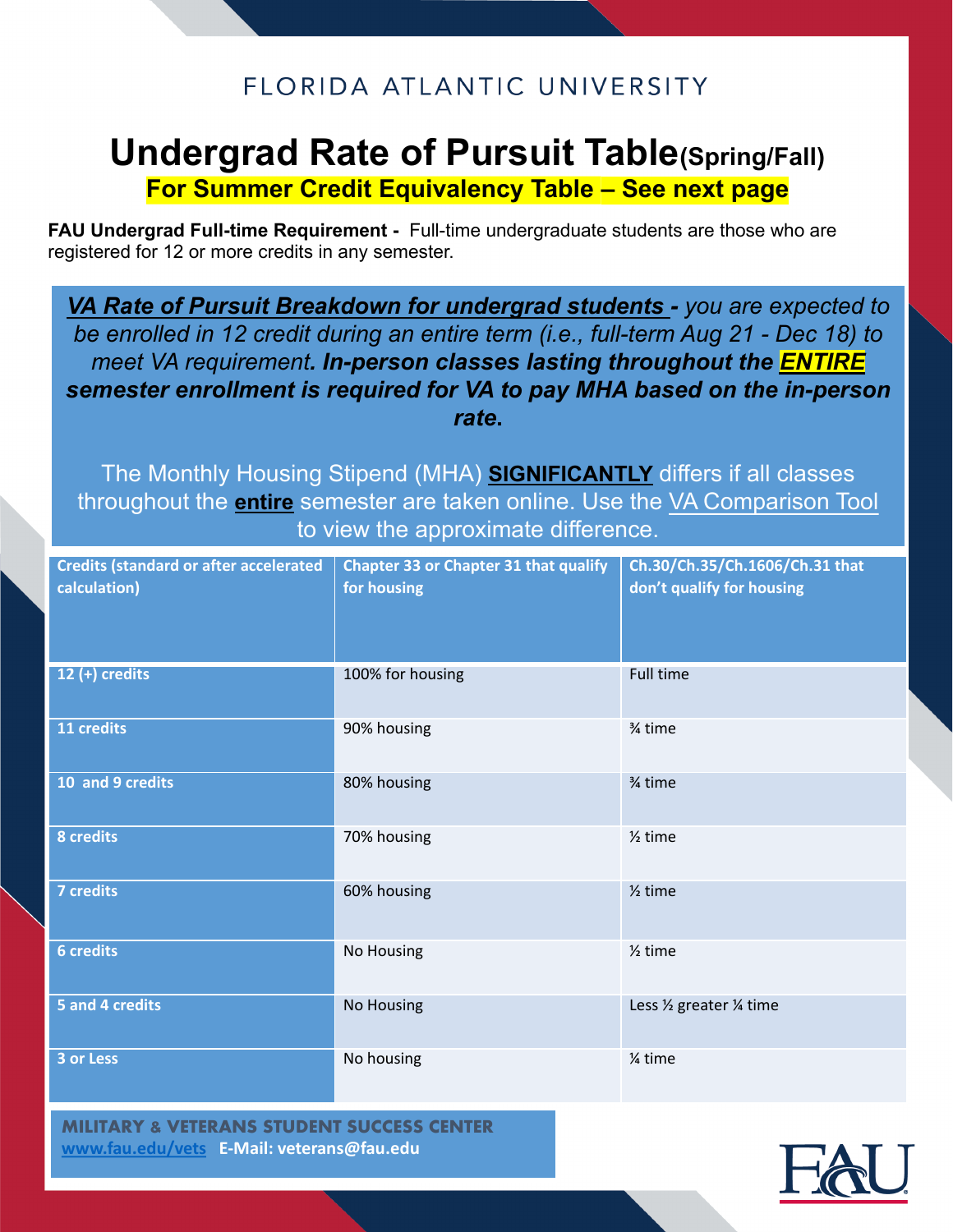FLORIDA ATLANTIC UNIVERSITY

# Undergrad Rate of Pursuit Table(Spring/Fall)

## For Summer Credit Equivalency Table – See next page

**FAU Undergrad Full-time Requirement -** Full-time undergraduate students are those who are registered for 12 or more credits in any semester.

***VA Rate of Pursuit Breakdown for undergrad students -*** *you are expected to be enrolled in 12 credit during an entire term (i.e., full-term Aug 21 - Dec 18) to meet VA requirement.* ***In-person classes lasting throughout the ENTIRE semester enrollment is required for VA to pay MHA based on the in-person rate.***

The Monthly Housing Stipend (MHA) **SIGNIFICANTLY** differs if all classes throughout the **entire** semester are taken online. Use the VA Comparison Tool to view the approximate difference.

| Credits (standard or after accelerated calculation) | Chapter 33 or Chapter 31 that qualify for housing | Ch.30/Ch.35/Ch.1606/Ch.31 that don't qualify for housing |
|---|---|---|
| 12 (+) credits | 100% for housing | Full time |
| 11 credits | 90% housing | ¾ time |
| 10 and 9 credits | 80% housing | ¾ time |
| 8 credits | 70% housing | ½ time |
| 7 credits | 60% housing | ½ time |
| 6 credits | No Housing | ½ time |
| 5 and 4 credits | No Housing | Less ½ greater ¼ time |
| 3 or Less | No housing | ¼ time |

**MILITARY & VETERANS STUDENT SUCCESS CENTER**
**www.fau.edu/vets E-Mail: veterans@fau.edu**

FAU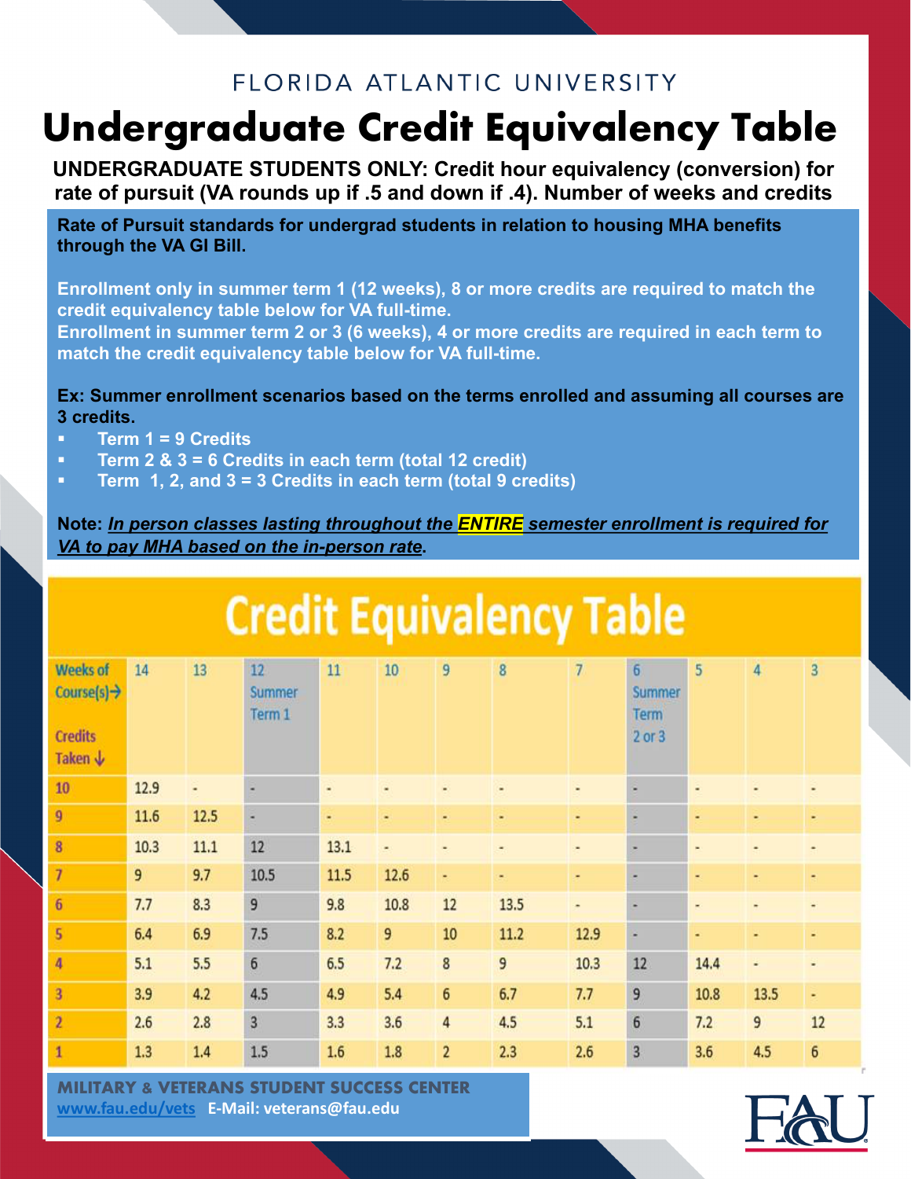FLORIDA ATLANTIC UNIVERSITY

# Undergraduate Credit Equivalency Table

**UNDERGRADUATE STUDENTS ONLY: Credit hour equivalency (conversion) for rate of pursuit (VA rounds up if .5 and down if .4). Number of weeks and credits**

**Rate of Pursuit standards for undergrad students in relation to housing MHA benefits through the VA GI Bill.**

**Enrollment only in summer term 1 (12 weeks), 8 or more credits are required to match the credit equivalency table below for VA full-time.**
**Enrollment in summer term 2 or 3 (6 weeks), 4 or more credits are required in each term to match the credit equivalency table below for VA full-time.**

**Ex: Summer enrollment scenarios based on the terms enrolled and assuming all courses are 3 credits.**

- **Term 1 = 9 Credits**
- **Term 2 & 3 = 6 Credits in each term (total 12 credit)**
- **Term 1, 2, and 3 = 3 Credits in each term (total 9 credits)**

**Note: *In person classes lasting throughout the ENTIRE semester enrollment is required for VA to pay MHA based on the in-person rate*.**

## Credit Equivalency Table

| Weeks of Course(s)→ / Credits Taken ↓ | 14 | 13 | 12 Summer Term 1 | 11 | 10 | 9 | 8 | 7 | 6 Summer Term 2 or 3 | 5 | 4 | 3 |
|---|---|---|---|---|---|---|---|---|---|---|---|---|
| 10 | 12.9 | - | - | - | - | - | - | - | - | - | - | - |
| 9 | 11.6 | 12.5 | - | - | - | - | - | - | - | - | - | - |
| 8 | 10.3 | 11.1 | 12 | 13.1 | - | - | - | - | - | - | - | - |
| 7 | 9 | 9.7 | 10.5 | 11.5 | 12.6 | - | - | - | - | - | - | - |
| 6 | 7.7 | 8.3 | 9 | 9.8 | 10.8 | 12 | 13.5 | - | - | - | - | - |
| 5 | 6.4 | 6.9 | 7.5 | 8.2 | 9 | 10 | 11.2 | 12.9 | - | - | - | - |
| 4 | 5.1 | 5.5 | 6 | 6.5 | 7.2 | 8 | 9 | 10.3 | 12 | 14.4 | - | - |
| 3 | 3.9 | 4.2 | 4.5 | 4.9 | 5.4 | 6 | 6.7 | 7.7 | 9 | 10.8 | 13.5 | - |
| 2 | 2.6 | 2.8 | 3 | 3.3 | 3.6 | 4 | 4.5 | 5.1 | 6 | 7.2 | 9 | 12 |
| 1 | 1.3 | 1.4 | 1.5 | 1.6 | 1.8 | 2 | 2.3 | 2.6 | 3 | 3.6 | 4.5 | 6 |

**MILITARY & VETERANS STUDENT SUCCESS CENTER**
www.fau.edu/vets **E-Mail: veterans@fau.edu**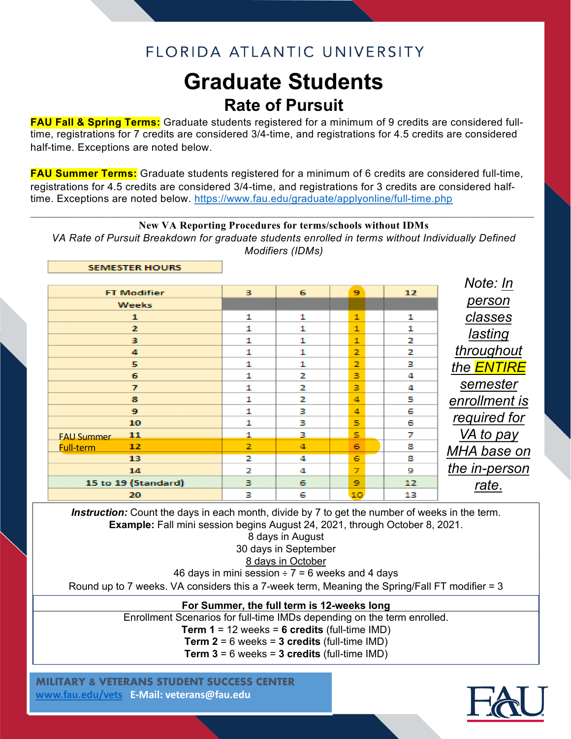FLORIDA ATLANTIC UNIVERSITY

# Graduate Students

## Rate of Pursuit

**FAU Fall & Spring Terms:** Graduate students registered for a minimum of 9 credits are considered full-time, registrations for 7 credits are considered 3/4-time, and registrations for 4.5 credits are considered half-time. Exceptions are noted below.

**FAU Summer Terms:** Graduate students registered for a minimum of 6 credits are considered full-time, registrations for 4.5 credits are considered 3/4-time, and registrations for 3 credits are considered half-time. Exceptions are noted below. https://www.fau.edu/graduate/applyonline/full-time.php

---

**New VA Reporting Procedures for terms/schools without IDMs**

*VA Rate of Pursuit Breakdown for graduate students enrolled in terms without Individually Defined Modifiers (IDMs)*

| SEMESTER HOURS | | | | |
|---|---|---|---|---|
| FT Modifier | 3 | 6 | 9 | 12 |
| Weeks | | | | |
| 1 | 1 | 1 | 1 | 1 |
| 2 | 1 | 1 | 1 | 1 |
| 3 | 1 | 1 | 1 | 2 |
| 4 | 1 | 1 | 2 | 2 |
| 5 | 1 | 1 | 2 | 3 |
| 6 | 1 | 2 | 3 | 4 |
| 7 | 1 | 2 | 3 | 4 |
| 8 | 1 | 2 | 4 | 5 |
| 9 | 1 | 3 | 4 | 6 |
| 10 | 1 | 3 | 5 | 6 |
| 11 | 1 | 3 | 5 | 7 |
| FAU Summer Full-term 12 | 2 | 4 | 6 | 8 |
| 13 | 2 | 4 | 6 | 8 |
| 14 | 2 | 4 | 7 | 9 |
| 15 to 19 (Standard) | 3 | 6 | 9 | 12 |
| 20 | 3 | 6 | 10 | 13 |

*Note: In person classes lasting throughout the ENTIRE semester enrollment is required for VA to pay MHA base on the in-person rate.*

***Instruction:*** Count the days in each month, divide by 7 to get the number of weeks in the term.
**Example:** Fall mini session begins August 24, 2021, through October 8, 2021.
8 days in August
30 days in September
8 days in October
46 days in mini session ÷ 7 = 6 weeks and 4 days
Round up to 7 weeks. VA considers this a 7-week term, Meaning the Spring/Fall FT modifier = 3

**For Summer, the full term is 12-weeks long**

Enrollment Scenarios for full-time IMDs depending on the term enrolled.
**Term 1** = 12 weeks = **6 credits** (full-time IMD)
**Term 2** = 6 weeks = **3 credits** (full-time IMD)
**Term 3** = 6 weeks = **3 credits** (full-time IMD)

**MILITARY & VETERANS STUDENT SUCCESS CENTER**
**www.fau.edu/vets E-Mail: veterans@fau.edu**